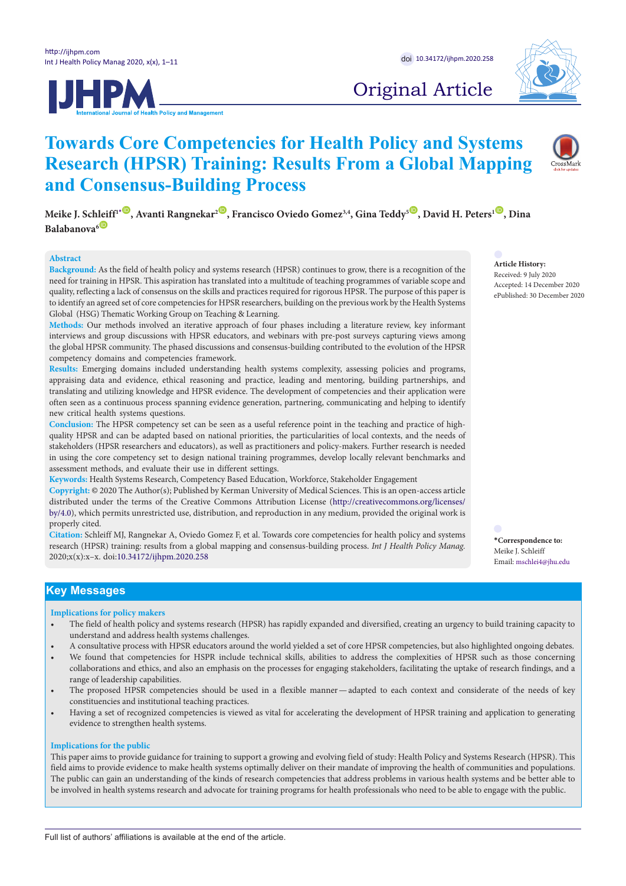Original Article

# Towards Core Competencies for Health Policy and Systems Research (HPSR) Training: Results From a Global Mapping and Consensus-Building Process

**Meike J. Schleiff[1*], Avanti Rangnekar[2], Francisco Oviedo Gomez[3,4], Gina Teddy[5], David H. Peters[1], Dina Balabanova[6]**

## Abstract

**Background:** As the field of health policy and systems research (HPSR) continues to grow, there is a recognition of the need for training in HPSR. This aspiration has translated into a multitude of teaching programmes of variable scope and quality, reflecting a lack of consensus on the skills and practices required for rigorous HPSR. The purpose of this paper is to identify an agreed set of core competencies for HPSR researchers, building on the previous work by the Health Systems Global (HSG) Thematic Working Group on Teaching & Learning.

**Methods:** Our methods involved an iterative approach of four phases including a literature review, key informant interviews and group discussions with HPSR educators, and webinars with pre-post surveys capturing views among the global HPSR community. The phased discussions and consensus-building contributed to the evolution of the HPSR competency domains and competencies framework.

**Results:** Emerging domains included understanding health systems complexity, assessing policies and programs, appraising data and evidence, ethical reasoning and practice, leading and mentoring, building partnerships, and translating and utilizing knowledge and HPSR evidence. The development of competencies and their application were often seen as a continuous process spanning evidence generation, partnering, communicating and helping to identify new critical health systems questions.

**Conclusion:** The HPSR competency set can be seen as a useful reference point in the teaching and practice of high-quality HPSR and can be adapted based on national priorities, the particularities of local contexts, and the needs of stakeholders (HPSR researchers and educators), as well as practitioners and policy-makers. Further research is needed in using the core competency set to design national training programmes, develop locally relevant benchmarks and assessment methods, and evaluate their use in different settings.

**Keywords:** Health Systems Research, Competency Based Education, Workforce, Stakeholder Engagement

**Copyright:** © 2020 The Author(s); Published by Kerman University of Medical Sciences. This is an open-access article distributed under the terms of the Creative Commons Attribution License (http://creativecommons.org/licenses/by/4.0), which permits unrestricted use, distribution, and reproduction in any medium, provided the original work is properly cited.

**Citation:** Schleiff MJ, Rangnekar A, Oviedo Gomez F, et al. Towards core competencies for health policy and systems research (HPSR) training: results from a global mapping and consensus-building process. *Int J Health Policy Manag.* 2020;x(x):x–x. doi:10.34172/ijhpm.2020.258

**Article History:**
Received: 9 July 2020
Accepted: 14 December 2020
ePublished: 30 December 2020

**\*Correspondence to:**
Meike J. Schleiff
Email: mschlei4@jhu.edu

## Key Messages

### Implications for policy makers

- The field of health policy and systems research (HPSR) has rapidly expanded and diversified, creating an urgency to build training capacity to understand and address health systems challenges.
- A consultative process with HPSR educators around the world yielded a set of core HPSR competencies, but also highlighted ongoing debates.
- We found that competencies for HSPR include technical skills, abilities to address the complexities of HPSR such as those concerning collaborations and ethics, and also an emphasis on the processes for engaging stakeholders, facilitating the uptake of research findings, and a range of leadership capabilities.
- The proposed HPSR competencies should be used in a flexible manner—adapted to each context and considerate of the needs of key constituencies and institutional teaching practices.
- Having a set of recognized competencies is viewed as vital for accelerating the development of HPSR training and application to generating evidence to strengthen health systems.

### Implications for the public

This paper aims to provide guidance for training to support a growing and evolving field of study: Health Policy and Systems Research (HPSR). This field aims to provide evidence to make health systems optimally deliver on their mandate of improving the health of communities and populations. The public can gain an understanding of the kinds of research competencies that address problems in various health systems and be better able to be involved in health systems research and advocate for training programs for health professionals who need to be able to engage with the public.

Full list of authors' affiliations is available at the end of the article.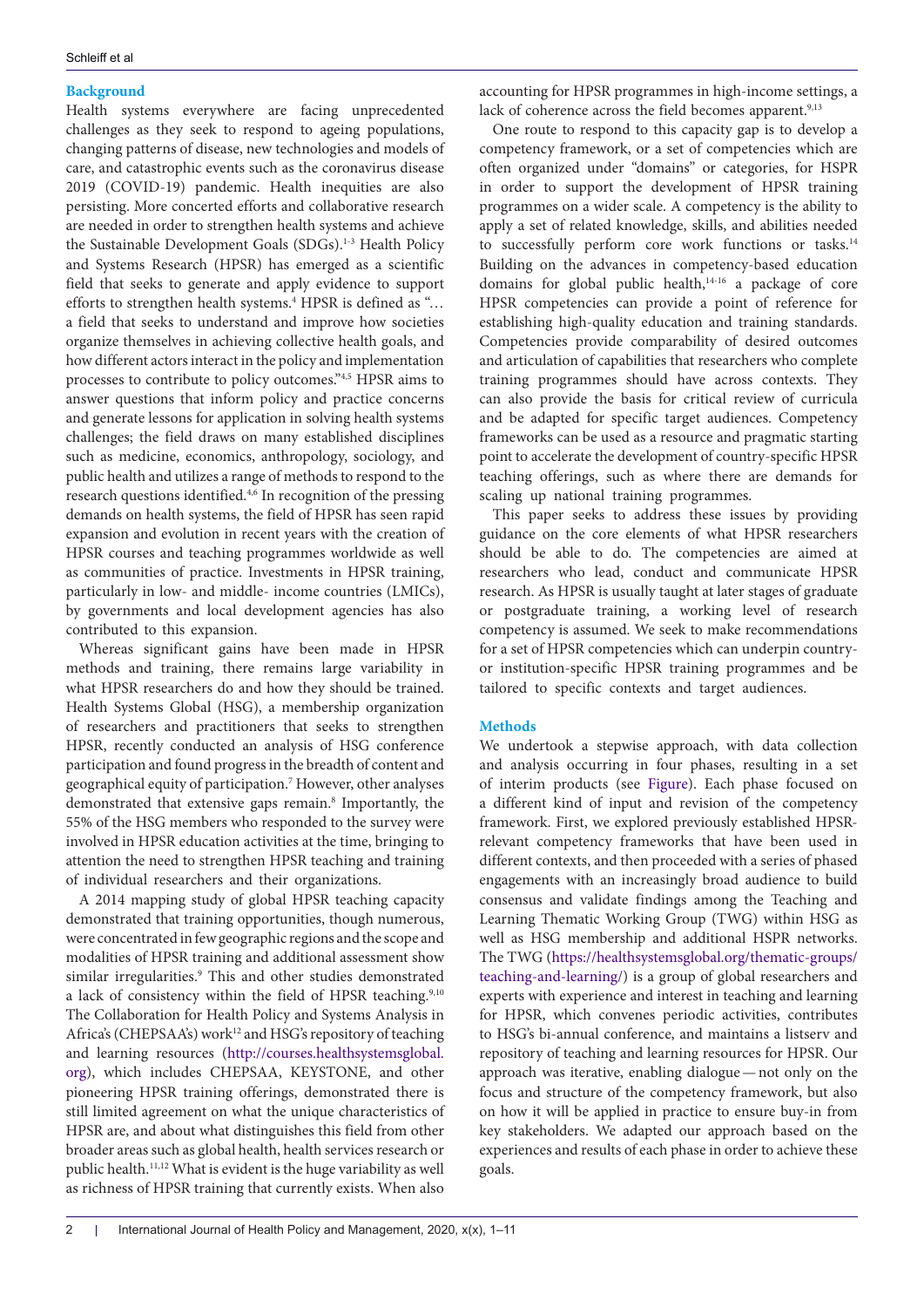## Background

Health systems everywhere are facing unprecedented challenges as they seek to respond to ageing populations, changing patterns of disease, new technologies and models of care, and catastrophic events such as the coronavirus disease 2019 (COVID-19) pandemic. Health inequities are also persisting. More concerted efforts and collaborative research are needed in order to strengthen health systems and achieve the Sustainable Development Goals (SDGs).[1-3] Health Policy and Systems Research (HPSR) has emerged as a scientific field that seeks to generate and apply evidence to support efforts to strengthen health systems.[4] HPSR is defined as "… a field that seeks to understand and improve how societies organize themselves in achieving collective health goals, and how different actors interact in the policy and implementation processes to contribute to policy outcomes."[4,5] HPSR aims to answer questions that inform policy and practice concerns and generate lessons for application in solving health systems challenges; the field draws on many established disciplines such as medicine, economics, anthropology, sociology, and public health and utilizes a range of methods to respond to the research questions identified.[4,6] In recognition of the pressing demands on health systems, the field of HPSR has seen rapid expansion and evolution in recent years with the creation of HPSR courses and teaching programmes worldwide as well as communities of practice. Investments in HPSR training, particularly in low- and middle- income countries (LMICs), by governments and local development agencies has also contributed to this expansion.

Whereas significant gains have been made in HPSR methods and training, there remains large variability in what HPSR researchers do and how they should be trained. Health Systems Global (HSG), a membership organization of researchers and practitioners that seeks to strengthen HPSR, recently conducted an analysis of HSG conference participation and found progress in the breadth of content and geographical equity of participation.[7] However, other analyses demonstrated that extensive gaps remain.[8] Importantly, the 55% of the HSG members who responded to the survey were involved in HPSR education activities at the time, bringing to attention the need to strengthen HPSR teaching and training of individual researchers and their organizations.

A 2014 mapping study of global HPSR teaching capacity demonstrated that training opportunities, though numerous, were concentrated in few geographic regions and the scope and modalities of HPSR training and additional assessment show similar irregularities.[9] This and other studies demonstrated a lack of consistency within the field of HPSR teaching.[9,10] The Collaboration for Health Policy and Systems Analysis in Africa's (CHEPSAA's) work[12] and HSG's repository of teaching and learning resources (http://courses.healthsystemsglobal.org), which includes CHEPSAA, KEYSTONE, and other pioneering HPSR training offerings, demonstrated there is still limited agreement on what the unique characteristics of HPSR are, and about what distinguishes this field from other broader areas such as global health, health services research or public health.[11,12] What is evident is the huge variability as well as richness of HPSR training that currently exists. When also accounting for HPSR programmes in high-income settings, a lack of coherence across the field becomes apparent.[9,13]

One route to respond to this capacity gap is to develop a competency framework, or a set of competencies which are often organized under "domains" or categories, for HSPR in order to support the development of HPSR training programmes on a wider scale. A competency is the ability to apply a set of related knowledge, skills, and abilities needed to successfully perform core work functions or tasks.[14] Building on the advances in competency-based education domains for global public health,[14-16] a package of core HPSR competencies can provide a point of reference for establishing high-quality education and training standards. Competencies provide comparability of desired outcomes and articulation of capabilities that researchers who complete training programmes should have across contexts. They can also provide the basis for critical review of curricula and be adapted for specific target audiences. Competency frameworks can be used as a resource and pragmatic starting point to accelerate the development of country-specific HPSR teaching offerings, such as where there are demands for scaling up national training programmes.

This paper seeks to address these issues by providing guidance on the core elements of what HPSR researchers should be able to do. The competencies are aimed at researchers who lead, conduct and communicate HPSR research. As HPSR is usually taught at later stages of graduate or postgraduate training, a working level of research competency is assumed. We seek to make recommendations for a set of HPSR competencies which can underpin country- or institution-specific HPSR training programmes and be tailored to specific contexts and target audiences.

## Methods

We undertook a stepwise approach, with data collection and analysis occurring in four phases, resulting in a set of interim products (see Figure). Each phase focused on a different kind of input and revision of the competency framework. First, we explored previously established HPSR-relevant competency frameworks that have been used in different contexts, and then proceeded with a series of phased engagements with an increasingly broad audience to build consensus and validate findings among the Teaching and Learning Thematic Working Group (TWG) within HSG as well as HSG membership and additional HSPR networks. The TWG (https://healthsystemsglobal.org/thematic-groups/teaching-and-learning/) is a group of global researchers and experts with experience and interest in teaching and learning for HPSR, which convenes periodic activities, contributes to HSG's bi-annual conference, and maintains a listserv and repository of teaching and learning resources for HPSR. Our approach was iterative, enabling dialogue — not only on the focus and structure of the competency framework, but also on how it will be applied in practice to ensure buy-in from key stakeholders. We adapted our approach based on the experiences and results of each phase in order to achieve these goals.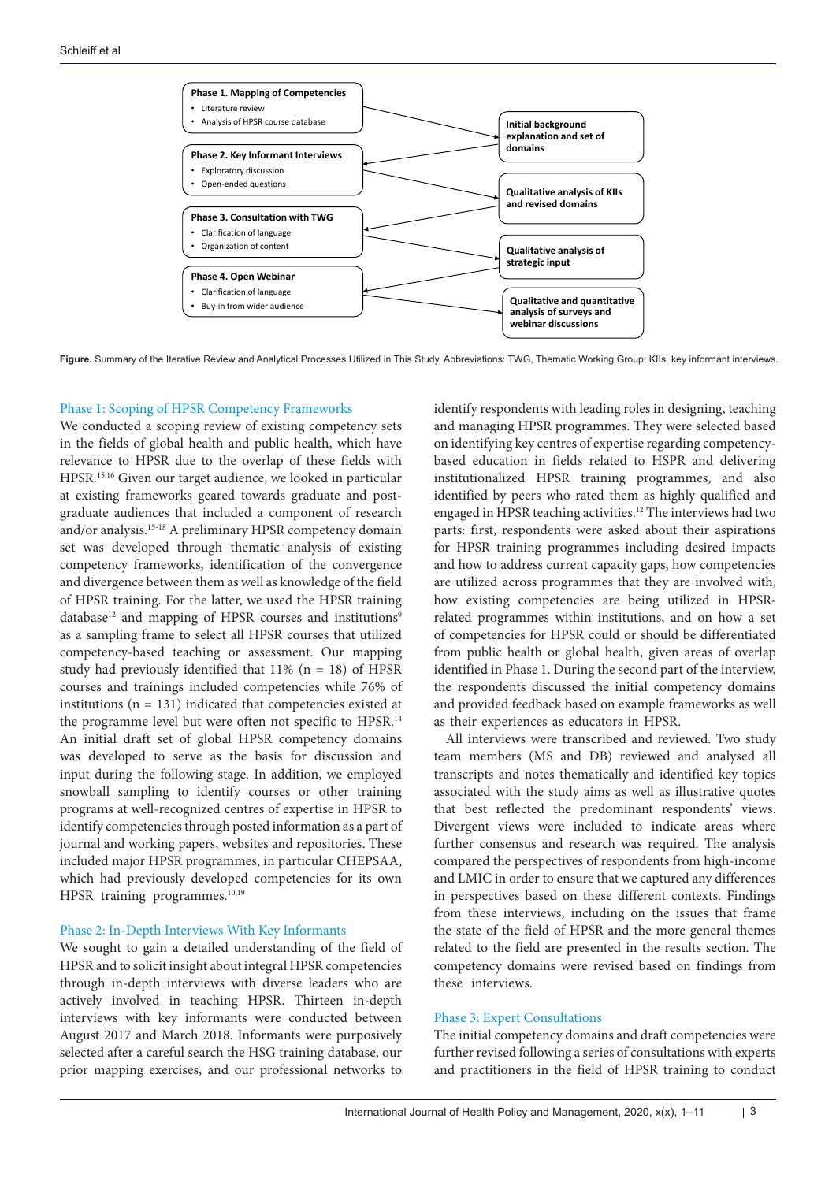**Phase 1. Mapping of Competencies**
- Literature review
- Analysis of HPSR course database

**Phase 2. Key Informant Interviews**
- Exploratory discussion
- Open-ended questions

**Phase 3. Consultation with TWG**
- Clarification of language
- Organization of content

**Phase 4. Open Webinar**
- Clarification of language
- Buy-in from wider audience

Initial background explanation and set of domains

Qualitative analysis of KIIs and revised domains

Qualitative analysis of strategic input

Qualitative and quantitative analysis of surveys and webinar discussions

**Figure.** Summary of the Iterative Review and Analytical Processes Utilized in This Study. Abbreviations: TWG, Thematic Working Group; KIIs, key informant interviews.

### Phase 1: Scoping of HPSR Competency Frameworks

We conducted a scoping review of existing competency sets in the fields of global health and public health, which have relevance to HPSR due to the overlap of these fields with HPSR.[15,16] Given our target audience, we looked in particular at existing frameworks geared towards graduate and post-graduate audiences that included a component of research and/or analysis.[15-18] A preliminary HPSR competency domain set was developed through thematic analysis of existing competency frameworks, identification of the convergence and divergence between them as well as knowledge of the field of HPSR training. For the latter, we used the HPSR training database[12] and mapping of HPSR courses and institutions[9] as a sampling frame to select all HPSR courses that utilized competency-based teaching or assessment. Our mapping study had previously identified that 11% (n = 18) of HPSR courses and trainings included competencies while 76% of institutions (n = 131) indicated that competencies existed at the programme level but were often not specific to HPSR.[14] An initial draft set of global HPSR competency domains was developed to serve as the basis for discussion and input during the following stage. In addition, we employed snowball sampling to identify courses or other training programs at well-recognized centres of expertise in HPSR to identify competencies through posted information as a part of journal and working papers, websites and repositories. These included major HPSR programmes, in particular CHEPSAA, which had previously developed competencies for its own HPSR training programmes.[10,19]

### Phase 2: In-Depth Interviews With Key Informants

We sought to gain a detailed understanding of the field of HPSR and to solicit insight about integral HPSR competencies through in-depth interviews with diverse leaders who are actively involved in teaching HPSR. Thirteen in-depth interviews with key informants were conducted between August 2017 and March 2018. Informants were purposively selected after a careful search the HSG training database, our prior mapping exercises, and our professional networks to identify respondents with leading roles in designing, teaching and managing HPSR programmes. They were selected based on identifying key centres of expertise regarding competency-based education in fields related to HSPR and delivering institutionalized HPSR training programmes, and also identified by peers who rated them as highly qualified and engaged in HPSR teaching activities.[12] The interviews had two parts: first, respondents were asked about their aspirations for HPSR training programmes including desired impacts and how to address current capacity gaps, how competencies are utilized across programmes that they are involved with, how existing competencies are being utilized in HPSR-related programmes within institutions, and on how a set of competencies for HPSR could or should be differentiated from public health or global health, given areas of overlap identified in Phase 1. During the second part of the interview, the respondents discussed the initial competency domains and provided feedback based on example frameworks as well as their experiences as educators in HPSR.

All interviews were transcribed and reviewed. Two study team members (MS and DB) reviewed and analysed all transcripts and notes thematically and identified key topics associated with the study aims as well as illustrative quotes that best reflected the predominant respondents' views. Divergent views were included to indicate areas where further consensus and research was required. The analysis compared the perspectives of respondents from high-income and LMIC in order to ensure that we captured any differences in perspectives based on these different contexts. Findings from these interviews, including on the issues that frame the state of the field of HPSR and the more general themes related to the field are presented in the results section. The competency domains were revised based on findings from these interviews.

### Phase 3: Expert Consultations

The initial competency domains and draft competencies were further revised following a series of consultations with experts and practitioners in the field of HPSR training to conduct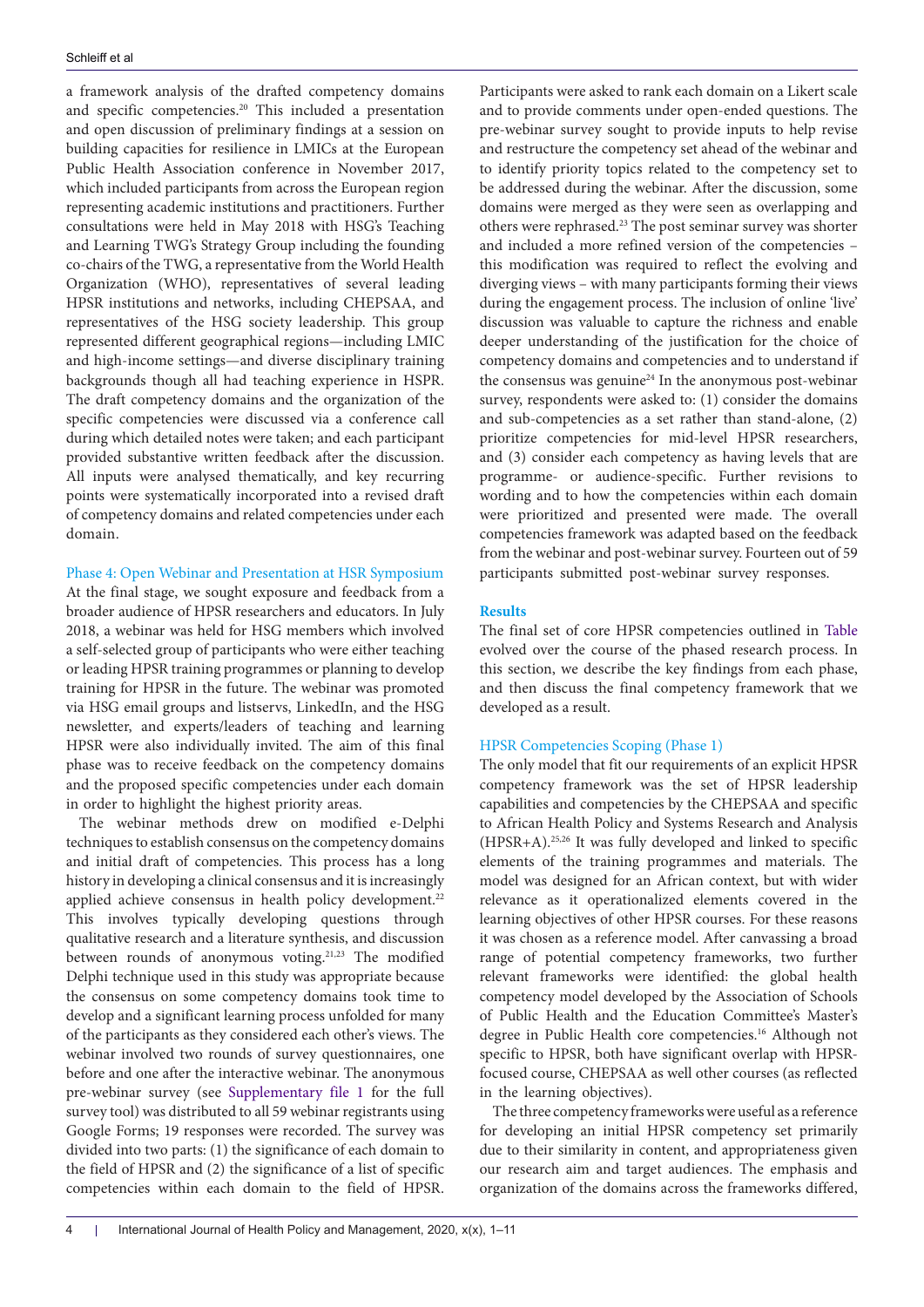a framework analysis of the drafted competency domains and specific competencies.[20] This included a presentation and open discussion of preliminary findings at a session on building capacities for resilience in LMICs at the European Public Health Association conference in November 2017, which included participants from across the European region representing academic institutions and practitioners. Further consultations were held in May 2018 with HSG's Teaching and Learning TWG's Strategy Group including the founding co-chairs of the TWG, a representative from the World Health Organization (WHO), representatives of several leading HPSR institutions and networks, including CHEPSAA, and representatives of the HSG society leadership. This group represented different geographical regions—including LMIC and high-income settings—and diverse disciplinary training backgrounds though all had teaching experience in HSPR. The draft competency domains and the organization of the specific competencies were discussed via a conference call during which detailed notes were taken; and each participant provided substantive written feedback after the discussion. All inputs were analysed thematically, and key recurring points were systematically incorporated into a revised draft of competency domains and related competencies under each domain.

### Phase 4: Open Webinar and Presentation at HSR Symposium

At the final stage, we sought exposure and feedback from a broader audience of HPSR researchers and educators. In July 2018, a webinar was held for HSG members which involved a self-selected group of participants who were either teaching or leading HPSR training programmes or planning to develop training for HPSR in the future. The webinar was promoted via HSG email groups and listservs, LinkedIn, and the HSG newsletter, and experts/leaders of teaching and learning HPSR were also individually invited. The aim of this final phase was to receive feedback on the competency domains and the proposed specific competencies under each domain in order to highlight the highest priority areas.

The webinar methods drew on modified e-Delphi techniques to establish consensus on the competency domains and initial draft of competencies. This process has a long history in developing a clinical consensus and it is increasingly applied achieve consensus in health policy development.[22] This involves typically developing questions through qualitative research and a literature synthesis, and discussion between rounds of anonymous voting.[21,23] The modified Delphi technique used in this study was appropriate because the consensus on some competency domains took time to develop and a significant learning process unfolded for many of the participants as they considered each other's views. The webinar involved two rounds of survey questionnaires, one before and one after the interactive webinar. The anonymous pre-webinar survey (see Supplementary file 1 for the full survey tool) was distributed to all 59 webinar registrants using Google Forms; 19 responses were recorded. The survey was divided into two parts: (1) the significance of each domain to the field of HPSR and (2) the significance of a list of specific competencies within each domain to the field of HPSR. Participants were asked to rank each domain on a Likert scale and to provide comments under open-ended questions. The pre-webinar survey sought to provide inputs to help revise and restructure the competency set ahead of the webinar and to identify priority topics related to the competency set to be addressed during the webinar. After the discussion, some domains were merged as they were seen as overlapping and others were rephrased.[23] The post seminar survey was shorter and included a more refined version of the competencies – this modification was required to reflect the evolving and diverging views – with many participants forming their views during the engagement process. The inclusion of online 'live' discussion was valuable to capture the richness and enable deeper understanding of the justification for the choice of competency domains and competencies and to understand if the consensus was genuine[24] In the anonymous post-webinar survey, respondents were asked to: (1) consider the domains and sub-competencies as a set rather than stand-alone, (2) prioritize competencies for mid-level HPSR researchers, and (3) consider each competency as having levels that are programme- or audience-specific. Further revisions to wording and to how the competencies within each domain were prioritized and presented were made. The overall competencies framework was adapted based on the feedback from the webinar and post-webinar survey. Fourteen out of 59 participants submitted post-webinar survey responses.

## Results

The final set of core HPSR competencies outlined in Table evolved over the course of the phased research process. In this section, we describe the key findings from each phase, and then discuss the final competency framework that we developed as a result.

### HPSR Competencies Scoping (Phase 1)

The only model that fit our requirements of an explicit HPSR competency framework was the set of HPSR leadership capabilities and competencies by the CHEPSAA and specific to African Health Policy and Systems Research and Analysis (HPSR+A).[25,26] It was fully developed and linked to specific elements of the training programmes and materials. The model was designed for an African context, but with wider relevance as it operationalized elements covered in the learning objectives of other HPSR courses. For these reasons it was chosen as a reference model. After canvassing a broad range of potential competency frameworks, two further relevant frameworks were identified: the global health competency model developed by the Association of Schools of Public Health and the Education Committee's Master's degree in Public Health core competencies.[16] Although not specific to HPSR, both have significant overlap with HPSR-focused course, CHEPSAA as well other courses (as reflected in the learning objectives).

The three competency frameworks were useful as a reference for developing an initial HPSR competency set primarily due to their similarity in content, and appropriateness given our research aim and target audiences. The emphasis and organization of the domains across the frameworks differed,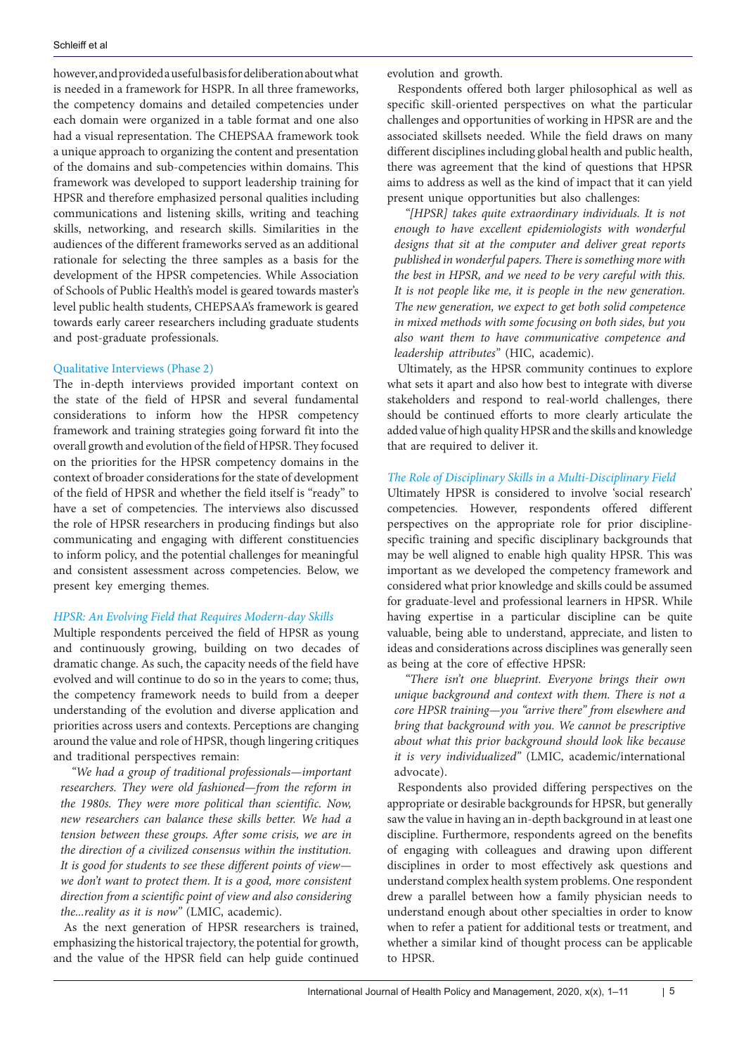however, and provided a useful basis for deliberation about what is needed in a framework for HSPR. In all three frameworks, the competency domains and detailed competencies under each domain were organized in a table format and one also had a visual representation. The CHEPSAA framework took a unique approach to organizing the content and presentation of the domains and sub-competencies within domains. This framework was developed to support leadership training for HPSR and therefore emphasized personal qualities including communications and listening skills, writing and teaching skills, networking, and research skills. Similarities in the audiences of the different frameworks served as an additional rationale for selecting the three samples as a basis for the development of the HPSR competencies. While Association of Schools of Public Health's model is geared towards master's level public health students, CHEPSAA's framework is geared towards early career researchers including graduate students and post-graduate professionals.

## Qualitative Interviews (Phase 2)

The in-depth interviews provided important context on the state of the field of HPSR and several fundamental considerations to inform how the HPSR competency framework and training strategies going forward fit into the overall growth and evolution of the field of HPSR. They focused on the priorities for the HPSR competency domains in the context of broader considerations for the state of development of the field of HPSR and whether the field itself is "ready" to have a set of competencies. The interviews also discussed the role of HPSR researchers in producing findings but also communicating and engaging with different constituencies to inform policy, and the potential challenges for meaningful and consistent assessment across competencies. Below, we present key emerging themes.

### *HPSR: An Evolving Field that Requires Modern-day Skills*

Multiple respondents perceived the field of HPSR as young and continuously growing, building on two decades of dramatic change. As such, the capacity needs of the field have evolved and will continue to do so in the years to come; thus, the competency framework needs to build from a deeper understanding of the evolution and diverse application and priorities across users and contexts. Perceptions are changing around the value and role of HPSR, though lingering critiques and traditional perspectives remain:

> *"We had a group of traditional professionals—important researchers. They were old fashioned—from the reform in the 1980s. They were more political than scientific. Now, new researchers can balance these skills better. We had a tension between these groups. After some crisis, we are in the direction of a civilized consensus within the institution. It is good for students to see these different points of view—we don't want to protect them. It is a good, more consistent direction from a scientific point of view and also considering the...reality as it is now"* (LMIC, academic).

As the next generation of HPSR researchers is trained, emphasizing the historical trajectory, the potential for growth, and the value of the HPSR field can help guide continued evolution and growth.

Respondents offered both larger philosophical as well as specific skill-oriented perspectives on what the particular challenges and opportunities of working in HPSR are and the associated skillsets needed. While the field draws on many different disciplines including global health and public health, there was agreement that the kind of questions that HPSR aims to address as well as the kind of impact that it can yield present unique opportunities but also challenges:

> *"[HPSR] takes quite extraordinary individuals. It is not enough to have excellent epidemiologists with wonderful designs that sit at the computer and deliver great reports published in wonderful papers. There is something more with the best in HPSR, and we need to be very careful with this. It is not people like me, it is people in the new generation. The new generation, we expect to get both solid competence in mixed methods with some focusing on both sides, but you also want them to have communicative competence and leadership attributes"* (HIC, academic).

Ultimately, as the HPSR community continues to explore what sets it apart and also how best to integrate with diverse stakeholders and respond to real-world challenges, there should be continued efforts to more clearly articulate the added value of high quality HPSR and the skills and knowledge that are required to deliver it.

### *The Role of Disciplinary Skills in a Multi-Disciplinary Field*

Ultimately HPSR is considered to involve 'social research' competencies. However, respondents offered different perspectives on the appropriate role for prior discipline-specific training and specific disciplinary backgrounds that may be well aligned to enable high quality HPSR. This was important as we developed the competency framework and considered what prior knowledge and skills could be assumed for graduate-level and professional learners in HPSR. While having expertise in a particular discipline can be quite valuable, being able to understand, appreciate, and listen to ideas and considerations across disciplines was generally seen as being at the core of effective HPSR:

> *"There isn't one blueprint. Everyone brings their own unique background and context with them. There is not a core HPSR training—you "arrive there" from elsewhere and bring that background with you. We cannot be prescriptive about what this prior background should look like because it is very individualized"* (LMIC, academic/international advocate).

Respondents also provided differing perspectives on the appropriate or desirable backgrounds for HPSR, but generally saw the value in having an in-depth background in at least one discipline. Furthermore, respondents agreed on the benefits of engaging with colleagues and drawing upon different disciplines in order to most effectively ask questions and understand complex health system problems. One respondent drew a parallel between how a family physician needs to understand enough about other specialties in order to know when to refer a patient for additional tests or treatment, and whether a similar kind of thought process can be applicable to HPSR.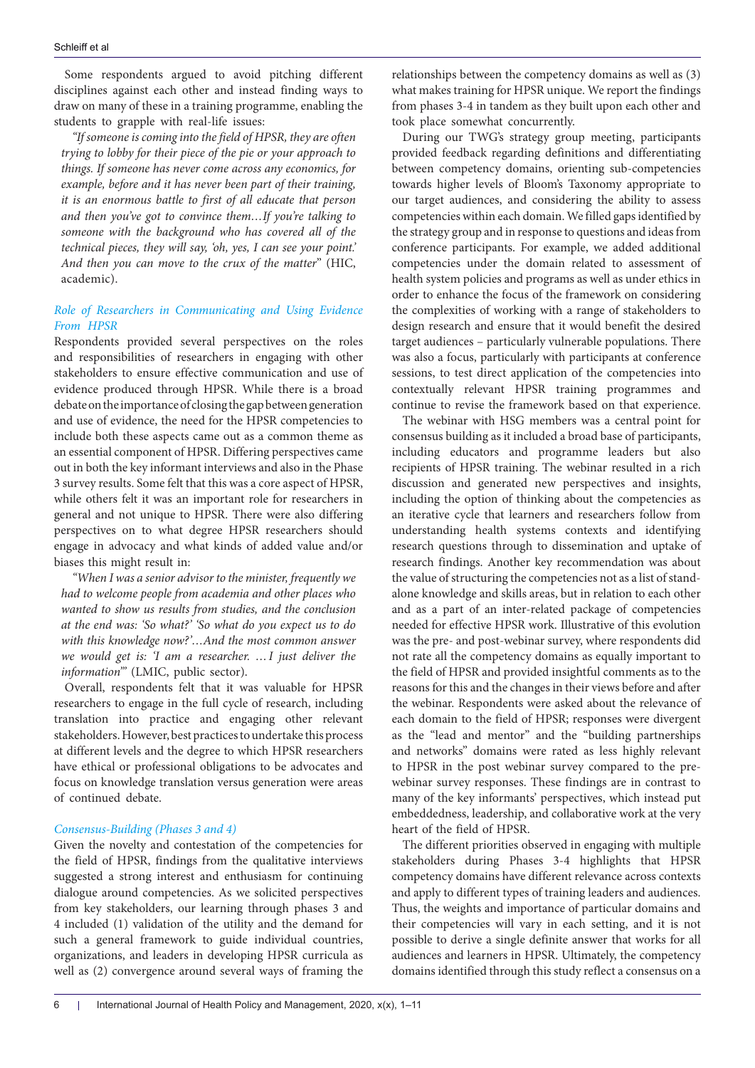Some respondents argued to avoid pitching different disciplines against each other and instead finding ways to draw on many of these in a training programme, enabling the students to grapple with real-life issues:

*"If someone is coming into the field of HPSR, they are often trying to lobby for their piece of the pie or your approach to things. If someone has never come across any economics, for example, before and it has never been part of their training, it is an enormous battle to first of all educate that person and then you've got to convince them…If you're talking to someone with the background who has covered all of the technical pieces, they will say, 'oh, yes, I can see your point.' And then you can move to the crux of the matter"* (HIC, academic).

### *Role of Researchers in Communicating and Using Evidence From HPSR*

Respondents provided several perspectives on the roles and responsibilities of researchers in engaging with other stakeholders to ensure effective communication and use of evidence produced through HPSR. While there is a broad debate on the importance of closing the gap between generation and use of evidence, the need for the HPSR competencies to include both these aspects came out as a common theme as an essential component of HPSR. Differing perspectives came out in both the key informant interviews and also in the Phase 3 survey results. Some felt that this was a core aspect of HPSR, while others felt it was an important role for researchers in general and not unique to HPSR. There were also differing perspectives on to what degree HPSR researchers should engage in advocacy and what kinds of added value and/or biases this might result in:

*"When I was a senior advisor to the minister, frequently we had to welcome people from academia and other places who wanted to show us results from studies, and the conclusion at the end was: 'So what?' 'So what do you expect us to do with this knowledge now?'…And the most common answer we would get is: 'I am a researcher. …I just deliver the information'"* (LMIC, public sector).

Overall, respondents felt that it was valuable for HPSR researchers to engage in the full cycle of research, including translation into practice and engaging other relevant stakeholders. However, best practices to undertake this process at different levels and the degree to which HPSR researchers have ethical or professional obligations to be advocates and focus on knowledge translation versus generation were areas of continued debate.

### *Consensus-Building (Phases 3 and 4)*

Given the novelty and contestation of the competencies for the field of HPSR, findings from the qualitative interviews suggested a strong interest and enthusiasm for continuing dialogue around competencies. As we solicited perspectives from key stakeholders, our learning through phases 3 and 4 included (1) validation of the utility and the demand for such a general framework to guide individual countries, organizations, and leaders in developing HPSR curricula as well as (2) convergence around several ways of framing the relationships between the competency domains as well as (3) what makes training for HPSR unique. We report the findings from phases 3-4 in tandem as they built upon each other and took place somewhat concurrently.

During our TWG's strategy group meeting, participants provided feedback regarding definitions and differentiating between competency domains, orienting sub-competencies towards higher levels of Bloom's Taxonomy appropriate to our target audiences, and considering the ability to assess competencies within each domain. We filled gaps identified by the strategy group and in response to questions and ideas from conference participants. For example, we added additional competencies under the domain related to assessment of health system policies and programs as well as under ethics in order to enhance the focus of the framework on considering the complexities of working with a range of stakeholders to design research and ensure that it would benefit the desired target audiences – particularly vulnerable populations. There was also a focus, particularly with participants at conference sessions, to test direct application of the competencies into contextually relevant HPSR training programmes and continue to revise the framework based on that experience.

The webinar with HSG members was a central point for consensus building as it included a broad base of participants, including educators and programme leaders but also recipients of HPSR training. The webinar resulted in a rich discussion and generated new perspectives and insights, including the option of thinking about the competencies as an iterative cycle that learners and researchers follow from understanding health systems contexts and identifying research questions through to dissemination and uptake of research findings. Another key recommendation was about the value of structuring the competencies not as a list of stand-alone knowledge and skills areas, but in relation to each other and as a part of an inter-related package of competencies needed for effective HPSR work. Illustrative of this evolution was the pre- and post-webinar survey, where respondents did not rate all the competency domains as equally important to the field of HPSR and provided insightful comments as to the reasons for this and the changes in their views before and after the webinar. Respondents were asked about the relevance of each domain to the field of HPSR; responses were divergent as the "lead and mentor" and the "building partnerships and networks" domains were rated as less highly relevant to HPSR in the post webinar survey compared to the pre-webinar survey responses. These findings are in contrast to many of the key informants' perspectives, which instead put embeddedness, leadership, and collaborative work at the very heart of the field of HPSR.

The different priorities observed in engaging with multiple stakeholders during Phases 3-4 highlights that HPSR competency domains have different relevance across contexts and apply to different types of training leaders and audiences. Thus, the weights and importance of particular domains and their competencies will vary in each setting, and it is not possible to derive a single definite answer that works for all audiences and learners in HPSR. Ultimately, the competency domains identified through this study reflect a consensus on a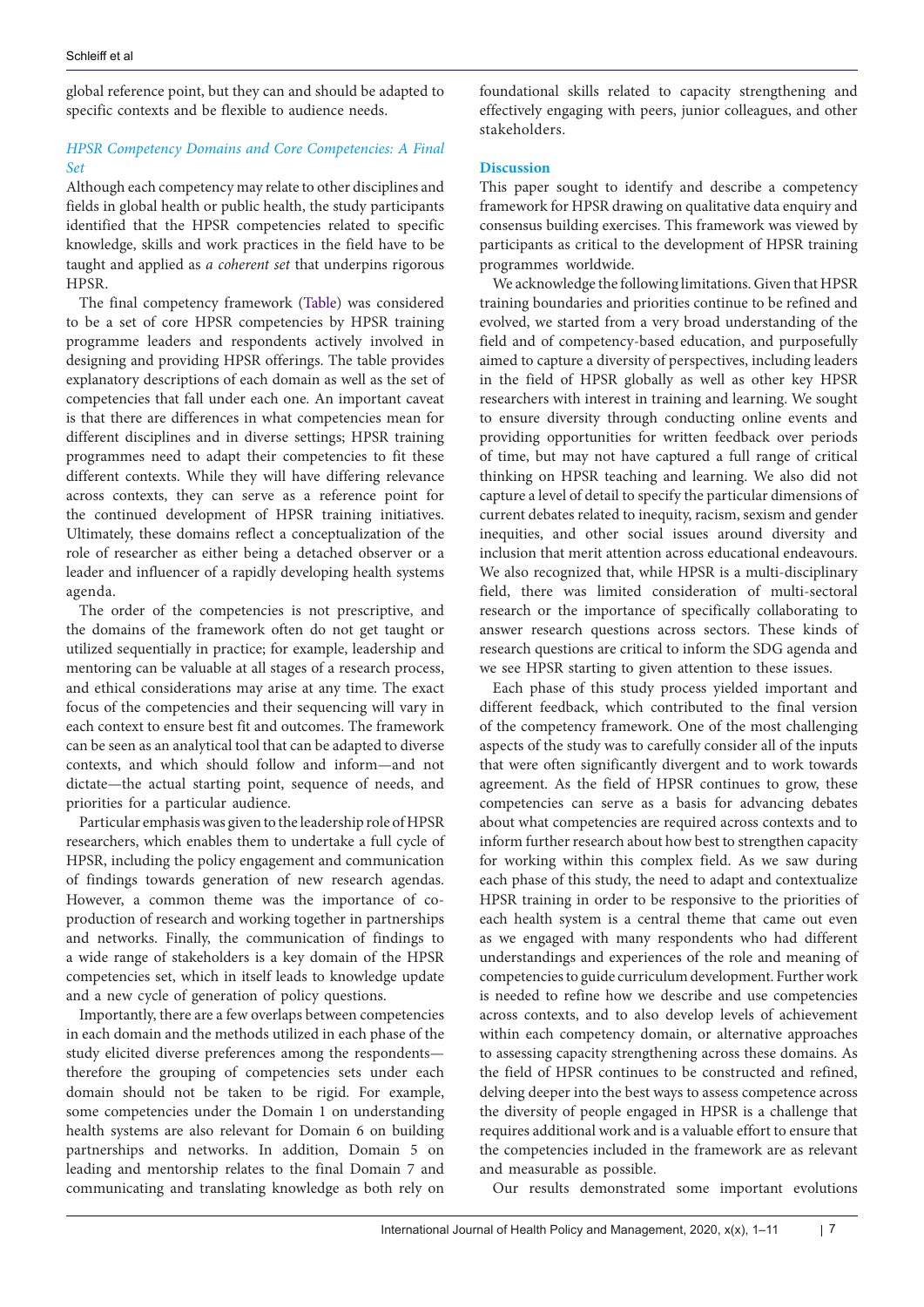global reference point, but they can and should be adapted to specific contexts and be flexible to audience needs.

### *HPSR Competency Domains and Core Competencies: A Final Set*

Although each competency may relate to other disciplines and fields in global health or public health, the study participants identified that the HPSR competencies related to specific knowledge, skills and work practices in the field have to be taught and applied as *a coherent set* that underpins rigorous HPSR.

The final competency framework (Table) was considered to be a set of core HPSR competencies by HPSR training programme leaders and respondents actively involved in designing and providing HPSR offerings. The table provides explanatory descriptions of each domain as well as the set of competencies that fall under each one. An important caveat is that there are differences in what competencies mean for different disciplines and in diverse settings; HPSR training programmes need to adapt their competencies to fit these different contexts. While they will have differing relevance across contexts, they can serve as a reference point for the continued development of HPSR training initiatives. Ultimately, these domains reflect a conceptualization of the role of researcher as either being a detached observer or a leader and influencer of a rapidly developing health systems agenda.

The order of the competencies is not prescriptive, and the domains of the framework often do not get taught or utilized sequentially in practice; for example, leadership and mentoring can be valuable at all stages of a research process, and ethical considerations may arise at any time. The exact focus of the competencies and their sequencing will vary in each context to ensure best fit and outcomes. The framework can be seen as an analytical tool that can be adapted to diverse contexts, and which should follow and inform—and not dictate—the actual starting point, sequence of needs, and priorities for a particular audience.

Particular emphasis was given to the leadership role of HPSR researchers, which enables them to undertake a full cycle of HPSR, including the policy engagement and communication of findings towards generation of new research agendas. However, a common theme was the importance of co-production of research and working together in partnerships and networks. Finally, the communication of findings to a wide range of stakeholders is a key domain of the HPSR competencies set, which in itself leads to knowledge update and a new cycle of generation of policy questions.

Importantly, there are a few overlaps between competencies in each domain and the methods utilized in each phase of the study elicited diverse preferences among the respondents—therefore the grouping of competencies sets under each domain should not be taken to be rigid. For example, some competencies under the Domain 1 on understanding health systems are also relevant for Domain 6 on building partnerships and networks. In addition, Domain 5 on leading and mentorship relates to the final Domain 7 and communicating and translating knowledge as both rely on foundational skills related to capacity strengthening and effectively engaging with peers, junior colleagues, and other stakeholders.

## Discussion

This paper sought to identify and describe a competency framework for HPSR drawing on qualitative data enquiry and consensus building exercises. This framework was viewed by participants as critical to the development of HPSR training programmes worldwide.

We acknowledge the following limitations. Given that HPSR training boundaries and priorities continue to be refined and evolved, we started from a very broad understanding of the field and of competency-based education, and purposefully aimed to capture a diversity of perspectives, including leaders in the field of HPSR globally as well as other key HPSR researchers with interest in training and learning. We sought to ensure diversity through conducting online events and providing opportunities for written feedback over periods of time, but may not have captured a full range of critical thinking on HPSR teaching and learning. We also did not capture a level of detail to specify the particular dimensions of current debates related to inequity, racism, sexism and gender inequities, and other social issues around diversity and inclusion that merit attention across educational endeavours. We also recognized that, while HPSR is a multi-disciplinary field, there was limited consideration of multi-sectoral research or the importance of specifically collaborating to answer research questions across sectors. These kinds of research questions are critical to inform the SDG agenda and we see HPSR starting to given attention to these issues.

Each phase of this study process yielded important and different feedback, which contributed to the final version of the competency framework. One of the most challenging aspects of the study was to carefully consider all of the inputs that were often significantly divergent and to work towards agreement. As the field of HPSR continues to grow, these competencies can serve as a basis for advancing debates about what competencies are required across contexts and to inform further research about how best to strengthen capacity for working within this complex field. As we saw during each phase of this study, the need to adapt and contextualize HPSR training in order to be responsive to the priorities of each health system is a central theme that came out even as we engaged with many respondents who had different understandings and experiences of the role and meaning of competencies to guide curriculum development. Further work is needed to refine how we describe and use competencies across contexts, and to also develop levels of achievement within each competency domain, or alternative approaches to assessing capacity strengthening across these domains. As the field of HPSR continues to be constructed and refined, delving deeper into the best ways to assess competence across the diversity of people engaged in HPSR is a challenge that requires additional work and is a valuable effort to ensure that the competencies included in the framework are as relevant and measurable as possible.

Our results demonstrated some important evolutions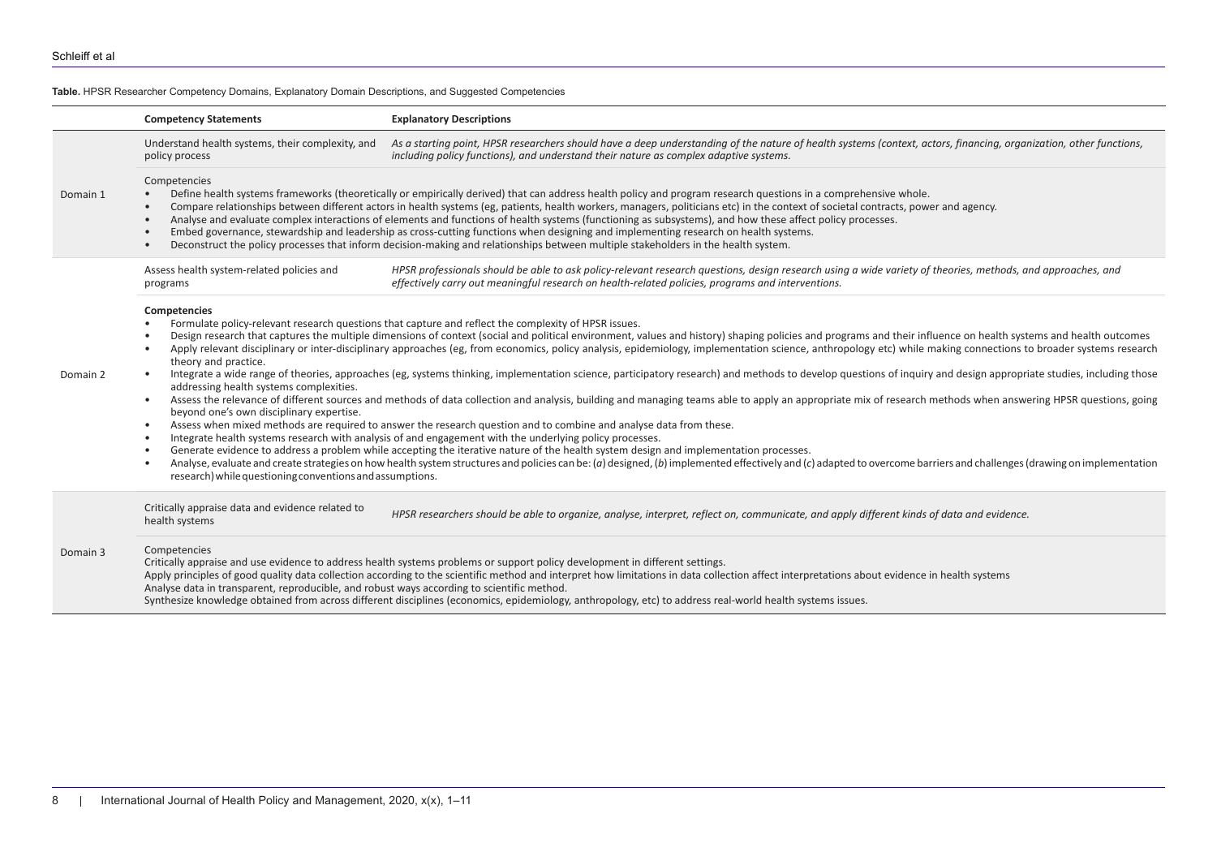**Table.** HPSR Researcher Competency Domains, Explanatory Domain Descriptions, and Suggested Competencies

| | Competency Statements | Explanatory Descriptions |
|---|---|---|
| Domain 1 | Understand health systems, their complexity, and policy process | *As a starting point, HPSR researchers should have a deep understanding of the nature of health systems (context, actors, financing, organization, other functions, including policy functions), and understand their nature as complex adaptive systems.* |
| | Competencies<br>• Define health systems frameworks (theoretically or empirically derived) that can address health policy and program research questions in a comprehensive whole.<br>• Compare relationships between different actors in health systems (eg, patients, health workers, managers, politicians etc) in the context of societal contracts, power and agency.<br>• Analyse and evaluate complex interactions of elements and functions of health systems (functioning as subsystems), and how these affect policy processes.<br>• Embed governance, stewardship and leadership as cross-cutting functions when designing and implementing research on health systems.<br>• Deconstruct the policy processes that inform decision-making and relationships between multiple stakeholders in the health system. | |
| Domain 2 | Assess health system-related policies and programs | *HPSR professionals should be able to ask policy-relevant research questions, design research using a wide variety of theories, methods, and approaches, and effectively carry out meaningful research on health-related policies, programs and interventions.* |
| | **Competencies**<br>• Formulate policy-relevant research questions that capture and reflect the complexity of HPSR issues.<br>• Design research that captures the multiple dimensions of context (social and political environment, values and history) shaping policies and programs and their influence on health systems and health outcomes<br>• Apply relevant disciplinary or inter-disciplinary approaches (eg, from economics, policy analysis, epidemiology, implementation science, anthropology etc) while making connections to broader systems research theory and practice.<br>• Integrate a wide range of theories, approaches (eg, systems thinking, implementation science, participatory research) and methods to develop questions of inquiry and design appropriate studies, including those addressing health systems complexities.<br>• Assess the relevance of different sources and methods of data collection and analysis, building and managing teams able to apply an appropriate mix of research methods when answering HPSR questions, going beyond one's own disciplinary expertise.<br>• Assess when mixed methods are required to answer the research question and to combine and analyse data from these.<br>• Integrate health systems research with analysis of and engagement with the underlying policy processes.<br>• Generate evidence to address a problem while accepting the iterative nature of the health system design and implementation processes.<br>• Analyse, evaluate and create strategies on how health system structures and policies can be: (*a*) designed, (*b*) implemented effectively and (*c*) adapted to overcome barriers and challenges (drawing on implementation research) while questioning conventions and assumptions. | |
| Domain 3 | Critically appraise data and evidence related to health systems | *HPSR researchers should be able to organize, analyse, interpret, reflect on, communicate, and apply different kinds of data and evidence.* |
| | Competencies<br>Critically appraise and use evidence to address health systems problems or support policy development in different settings.<br>Apply principles of good quality data collection according to the scientific method and interpret how limitations in data collection affect interpretations about evidence in health systems<br>Analyse data in transparent, reproducible, and robust ways according to scientific method.<br>Synthesize knowledge obtained from across different disciplines (economics, epidemiology, anthropology, etc) to address real-world health systems issues. | |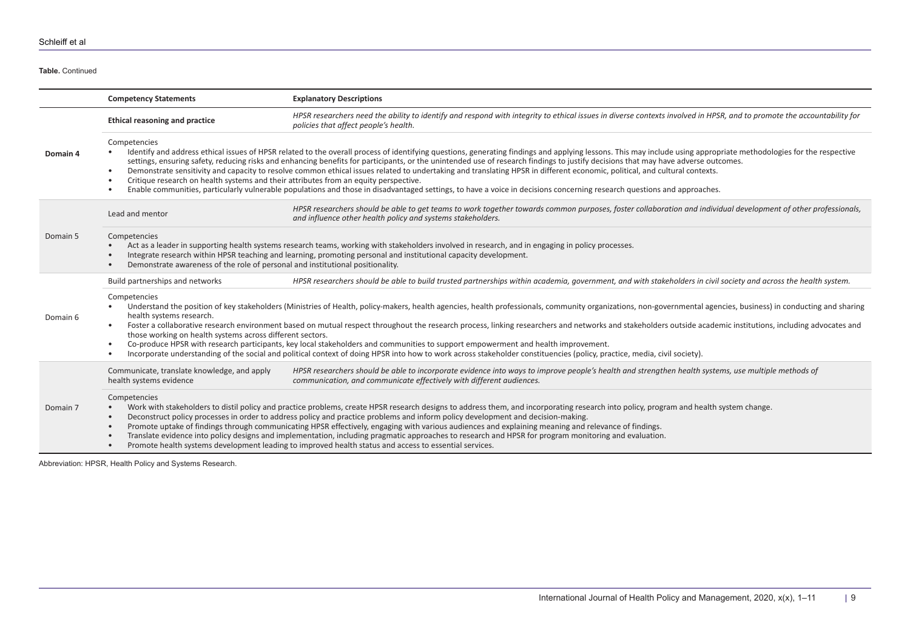**Table.** Continued

| | Competency Statements | Explanatory Descriptions |
|---|---|---|
| **Domain 4** | **Ethical reasoning and practice** | *HPSR researchers need the ability to identify and respond with integrity to ethical issues in diverse contexts involved in HPSR, and to promote the accountability for policies that affect people's health.* |
| | Competencies<br>• Identify and address ethical issues of HPSR related to the overall process of identifying questions, generating findings and applying lessons. This may include using appropriate methodologies for the respective settings, ensuring safety, reducing risks and enhancing benefits for participants, or the unintended use of research findings to justify decisions that may have adverse outcomes.<br>• Demonstrate sensitivity and capacity to resolve common ethical issues related to undertaking and translating HPSR in different economic, political, and cultural contexts.<br>• Critique research on health systems and their attributes from an equity perspective.<br>• Enable communities, particularly vulnerable populations and those in disadvantaged settings, to have a voice in decisions concerning research questions and approaches. | |
| Domain 5 | Lead and mentor | *HPSR researchers should be able to get teams to work together towards common purposes, foster collaboration and individual development of other professionals, and influence other health policy and systems stakeholders.* |
| | Competencies<br>• Act as a leader in supporting health systems research teams, working with stakeholders involved in research, and in engaging in policy processes.<br>• Integrate research within HPSR teaching and learning, promoting personal and institutional capacity development.<br>• Demonstrate awareness of the role of personal and institutional positionality. | |
| Domain 6 | Build partnerships and networks | *HPSR researchers should be able to build trusted partnerships within academia, government, and with stakeholders in civil society and across the health system.* |
| | Competencies<br>• Understand the position of key stakeholders (Ministries of Health, policy-makers, health agencies, health professionals, community organizations, non-governmental agencies, business) in conducting and sharing health systems research.<br>• Foster a collaborative research environment based on mutual respect throughout the research process, linking researchers and networks and stakeholders outside academic institutions, including advocates and those working on health systems across different sectors.<br>• Co-produce HPSR with research participants, key local stakeholders and communities to support empowerment and health improvement.<br>• Incorporate understanding of the social and political context of doing HPSR into how to work across stakeholder constituencies (policy, practice, media, civil society). | |
| Domain 7 | Communicate, translate knowledge, and apply health systems evidence | *HPSR researchers should be able to incorporate evidence into ways to improve people's health and strengthen health systems, use multiple methods of communication, and communicate effectively with different audiences.* |
| | Competencies<br>• Work with stakeholders to distil policy and practice problems, create HPSR research designs to address them, and incorporating research into policy, program and health system change.<br>• Deconstruct policy processes in order to address policy and practice problems and inform policy development and decision-making.<br>• Promote uptake of findings through communicating HPSR effectively, engaging with various audiences and explaining meaning and relevance of findings.<br>• Translate evidence into policy designs and implementation, including pragmatic approaches to research and HPSR for program monitoring and evaluation.<br>• Promote health systems development leading to improved health status and access to essential services. | |

Abbreviation: HPSR, Health Policy and Systems Research.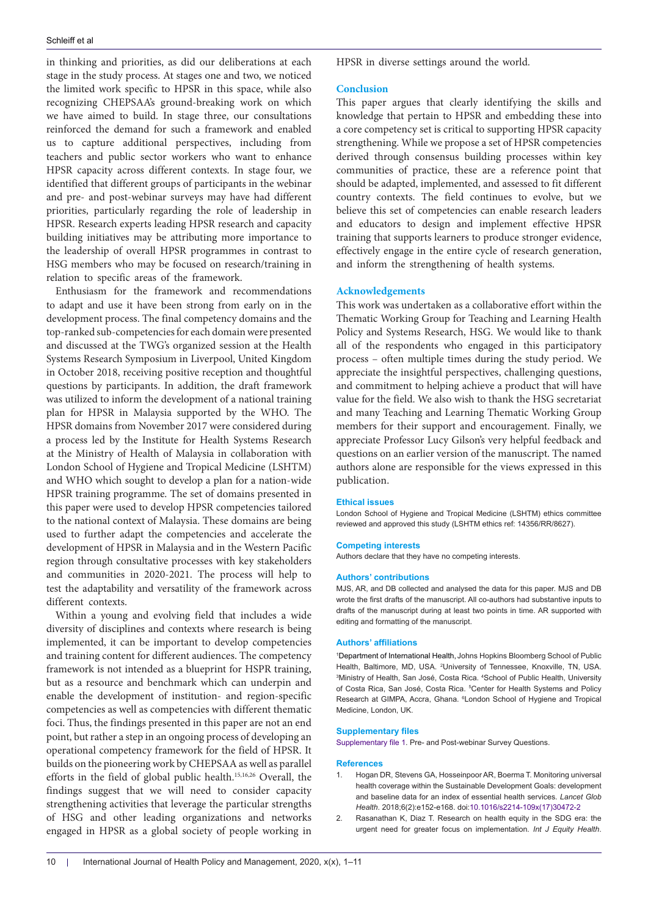in thinking and priorities, as did our deliberations at each stage in the study process. At stages one and two, we noticed the limited work specific to HPSR in this space, while also recognizing CHEPSAA's ground-breaking work on which we have aimed to build. In stage three, our consultations reinforced the demand for such a framework and enabled us to capture additional perspectives, including from teachers and public sector workers who want to enhance HPSR capacity across different contexts. In stage four, we identified that different groups of participants in the webinar and pre- and post-webinar surveys may have had different priorities, particularly regarding the role of leadership in HPSR. Research experts leading HPSR research and capacity building initiatives may be attributing more importance to the leadership of overall HPSR programmes in contrast to HSG members who may be focused on research/training in relation to specific areas of the framework.

Enthusiasm for the framework and recommendations to adapt and use it have been strong from early on in the development process. The final competency domains and the top-ranked sub-competencies for each domain were presented and discussed at the TWG's organized session at the Health Systems Research Symposium in Liverpool, United Kingdom in October 2018, receiving positive reception and thoughtful questions by participants. In addition, the draft framework was utilized to inform the development of a national training plan for HPSR in Malaysia supported by the WHO. The HPSR domains from November 2017 were considered during a process led by the Institute for Health Systems Research at the Ministry of Health of Malaysia in collaboration with London School of Hygiene and Tropical Medicine (LSHTM) and WHO which sought to develop a plan for a nation-wide HPSR training programme. The set of domains presented in this paper were used to develop HPSR competencies tailored to the national context of Malaysia. These domains are being used to further adapt the competencies and accelerate the development of HPSR in Malaysia and in the Western Pacific region through consultative processes with key stakeholders and communities in 2020-2021. The process will help to test the adaptability and versatility of the framework across different contexts.

Within a young and evolving field that includes a wide diversity of disciplines and contexts where research is being implemented, it can be important to develop competencies and training content for different audiences. The competency framework is not intended as a blueprint for HSPR training, but as a resource and benchmark which can underpin and enable the development of institution- and region-specific competencies as well as competencies with different thematic foci. Thus, the findings presented in this paper are not an end point, but rather a step in an ongoing process of developing an operational competency framework for the field of HPSR. It builds on the pioneering work by CHEPSAA as well as parallel efforts in the field of global public health.[15,16,26] Overall, the findings suggest that we will need to consider capacity strengthening activities that leverage the particular strengths of HSG and other leading organizations and networks engaged in HPSR as a global society of people working in HPSR in diverse settings around the world.

## Conclusion

This paper argues that clearly identifying the skills and knowledge that pertain to HPSR and embedding these into a core competency set is critical to supporting HPSR capacity strengthening. While we propose a set of HPSR competencies derived through consensus building processes within key communities of practice, these are a reference point that should be adapted, implemented, and assessed to fit different country contexts. The field continues to evolve, but we believe this set of competencies can enable research leaders and educators to design and implement effective HPSR training that supports learners to produce stronger evidence, effectively engage in the entire cycle of research generation, and inform the strengthening of health systems.

## Acknowledgements

This work was undertaken as a collaborative effort within the Thematic Working Group for Teaching and Learning Health Policy and Systems Research, HSG. We would like to thank all of the respondents who engaged in this participatory process – often multiple times during the study period. We appreciate the insightful perspectives, challenging questions, and commitment to helping achieve a product that will have value for the field. We also wish to thank the HSG secretariat and many Teaching and Learning Thematic Working Group members for their support and encouragement. Finally, we appreciate Professor Lucy Gilson's very helpful feedback and questions on an earlier version of the manuscript. The named authors alone are responsible for the views expressed in this publication.

### Ethical issues

London School of Hygiene and Tropical Medicine (LSHTM) ethics committee reviewed and approved this study (LSHTM ethics ref: 14356/RR/8627).

### Competing interests

Authors declare that they have no competing interests.

### Authors' contributions

MJS, AR, and DB collected and analysed the data for this paper. MJS and DB wrote the first drafts of the manuscript. All co-authors had substantive inputs to drafts of the manuscript during at least two points in time. AR supported with editing and formatting of the manuscript.

### Authors' affiliations

[1]Department of International Health, Johns Hopkins Bloomberg School of Public Health, Baltimore, MD, USA. [2]University of Tennessee, Knoxville, TN, USA. [3]Ministry of Health, San José, Costa Rica. [4]School of Public Health, University of Costa Rica, San José, Costa Rica. [5]Center for Health Systems and Policy Research at GIMPA, Accra, Ghana. [6]London School of Hygiene and Tropical Medicine, London, UK.

### Supplementary files

Supplementary file 1. Pre- and Post-webinar Survey Questions.

### References

1. Hogan DR, Stevens GA, Hosseinpoor AR, Boerma T. Monitoring universal health coverage within the Sustainable Development Goals: development and baseline data for an index of essential health services. *Lancet Glob Health*. 2018;6(2):e152-e168. doi:10.1016/s2214-109x(17)30472-2
2. Rasanathan K, Diaz T. Research on health equity in the SDG era: the urgent need for greater focus on implementation. *Int J Equity Health*.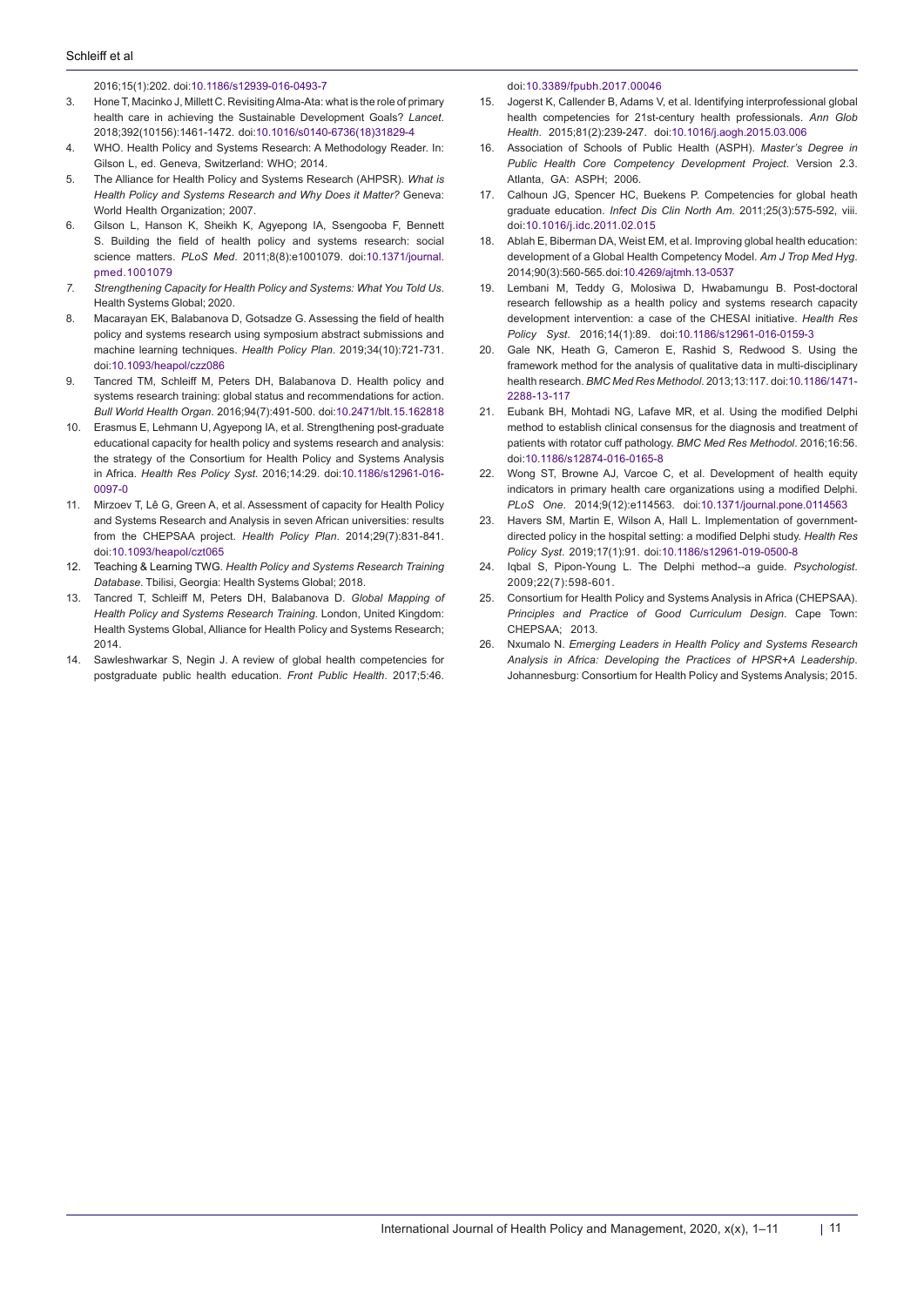2016;15(1):202. doi:10.1186/s12939-016-0493-7

3. Hone T, Macinko J, Millett C. Revisiting Alma-Ata: what is the role of primary health care in achieving the Sustainable Development Goals? *Lancet*. 2018;392(10156):1461-1472. doi:10.1016/s0140-6736(18)31829-4
4. WHO. Health Policy and Systems Research: A Methodology Reader. In: Gilson L, ed. Geneva, Switzerland: WHO; 2014.
5. The Alliance for Health Policy and Systems Research (AHPSR). *What is Health Policy and Systems Research and Why Does it Matter?* Geneva: World Health Organization; 2007.
6. Gilson L, Hanson K, Sheikh K, Agyepong IA, Ssengooba F, Bennett S. Building the field of health policy and systems research: social science matters. *PLoS Med*. 2011;8(8):e1001079. doi:10.1371/journal.pmed.1001079
7. *Strengthening Capacity for Health Policy and Systems: What You Told Us*. Health Systems Global; 2020.
8. Macarayan EK, Balabanova D, Gotsadze G. Assessing the field of health policy and systems research using symposium abstract submissions and machine learning techniques. *Health Policy Plan*. 2019;34(10):721-731. doi:10.1093/heapol/czz086
9. Tancred TM, Schleiff M, Peters DH, Balabanova D. Health policy and systems research training: global status and recommendations for action. *Bull World Health Organ*. 2016;94(7):491-500. doi:10.2471/blt.15.162818
10. Erasmus E, Lehmann U, Agyepong IA, et al. Strengthening post-graduate educational capacity for health policy and systems research and analysis: the strategy of the Consortium for Health Policy and Systems Analysis in Africa. *Health Res Policy Syst*. 2016;14:29. doi:10.1186/s12961-016-0097-0
11. Mirzoev T, Lê G, Green A, et al. Assessment of capacity for Health Policy and Systems Research and Analysis in seven African universities: results from the CHEPSAA project. *Health Policy Plan*. 2014;29(7):831-841. doi:10.1093/heapol/czt065
12. Teaching & Learning TWG. *Health Policy and Systems Research Training Database*. Tbilisi, Georgia: Health Systems Global; 2018.
13. Tancred T, Schleiff M, Peters DH, Balabanova D. *Global Mapping of Health Policy and Systems Research Training*. London, United Kingdom: Health Systems Global, Alliance for Health Policy and Systems Research; 2014.
14. Sawleshwarkar S, Negin J. A review of global health competencies for postgraduate public health education. *Front Public Health*. 2017;5:46. doi:10.3389/fpubh.2017.00046
15. Jogerst K, Callender B, Adams V, et al. Identifying interprofessional global health competencies for 21st-century health professionals. *Ann Glob Health*. 2015;81(2):239-247. doi:10.1016/j.aogh.2015.03.006
16. Association of Schools of Public Health (ASPH). *Master's Degree in Public Health Core Competency Development Project*. Version 2.3. Atlanta, GA: ASPH; 2006.
17. Calhoun JG, Spencer HC, Buekens P. Competencies for global heath graduate education. *Infect Dis Clin North Am*. 2011;25(3):575-592, viii. doi:10.1016/j.idc.2011.02.015
18. Ablah E, Biberman DA, Weist EM, et al. Improving global health education: development of a Global Health Competency Model. *Am J Trop Med Hyg*. 2014;90(3):560-565. doi:10.4269/ajtmh.13-0537
19. Lembani M, Teddy G, Molosiwa D, Hwabamungu B. Post-doctoral research fellowship as a health policy and systems research capacity development intervention: a case of the CHESAI initiative. *Health Res Policy Syst*. 2016;14(1):89. doi:10.1186/s12961-016-0159-3
20. Gale NK, Heath G, Cameron E, Rashid S, Redwood S. Using the framework method for the analysis of qualitative data in multi-disciplinary health research. *BMC Med Res Methodol*. 2013;13:117. doi:10.1186/1471-2288-13-117
21. Eubank BH, Mohtadi NG, Lafave MR, et al. Using the modified Delphi method to establish clinical consensus for the diagnosis and treatment of patients with rotator cuff pathology. *BMC Med Res Methodol*. 2016;16:56. doi:10.1186/s12874-016-0165-8
22. Wong ST, Browne AJ, Varcoe C, et al. Development of health equity indicators in primary health care organizations using a modified Delphi. *PLoS One*. 2014;9(12):e114563. doi:10.1371/journal.pone.0114563
23. Havers SM, Martin E, Wilson A, Hall L. Implementation of government-directed policy in the hospital setting: a modified Delphi study. *Health Res Policy Syst*. 2019;17(1):91. doi:10.1186/s12961-019-0500-8
24. Iqbal S, Pipon-Young L. The Delphi method--a guide. *Psychologist*. 2009;22(7):598-601.
25. Consortium for Health Policy and Systems Analysis in Africa (CHEPSAA). *Principles and Practice of Good Curriculum Design*. Cape Town: CHEPSAA; 2013.
26. Nxumalo N. *Emerging Leaders in Health Policy and Systems Research Analysis in Africa: Developing the Practices of HPSR+A Leadership*. Johannesburg: Consortium for Health Policy and Systems Analysis; 2015.